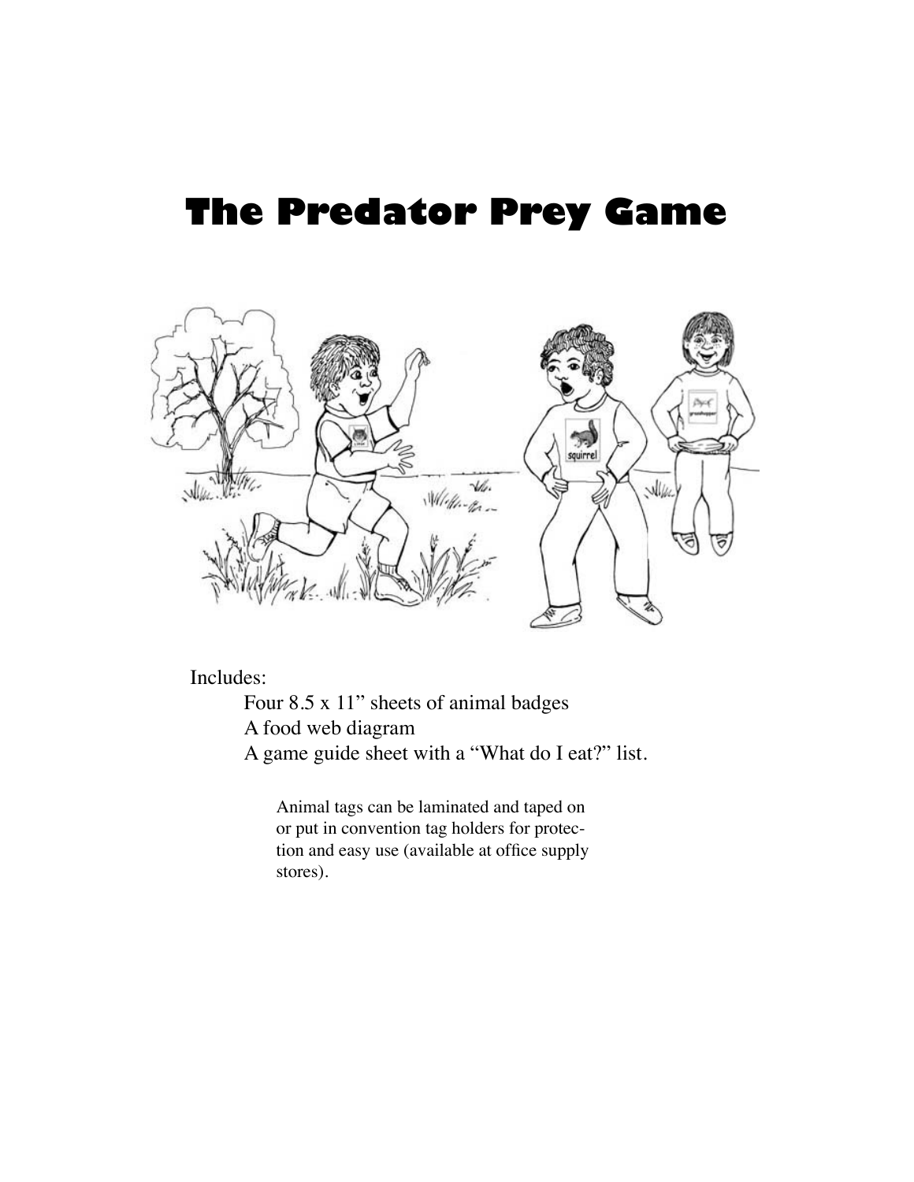# The Predator Prey Game

Includes:

- Four 8.5 x 11" sheets of animal badges
- A food web diagram
- A game guide sheet with a "What do I eat?" list.

Animal tags can be laminated and taped on or put in convention tag holders for protection and easy use (available at office supply stores).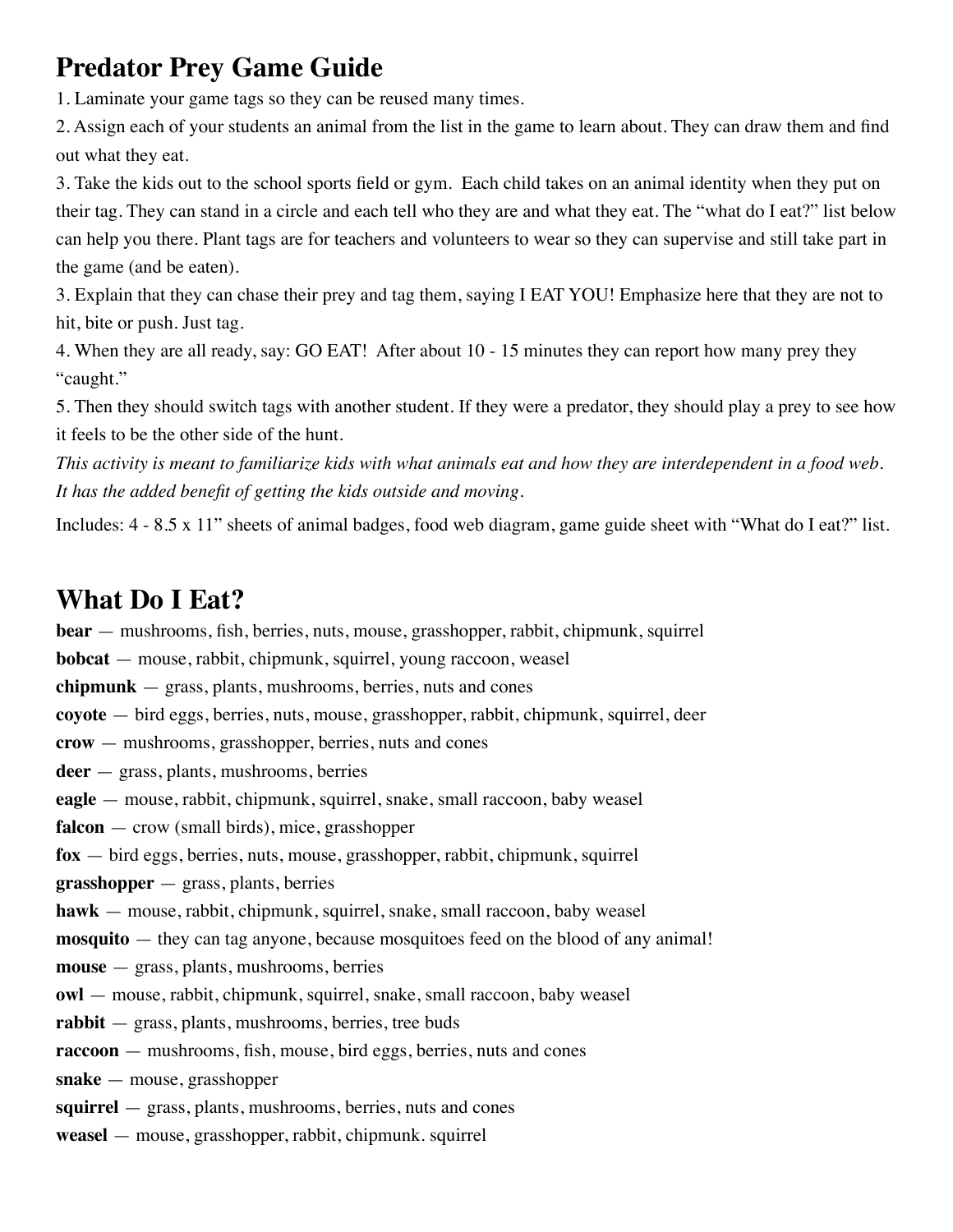## Predator Prey Game Guide

1. Laminate your game tags so they can be reused many times.
2. Assign each of your students an animal from the list in the game to learn about. They can draw them and find out what they eat.
3. Take the kids out to the school sports field or gym. Each child takes on an animal identity when they put on their tag. They can stand in a circle and each tell who they are and what they eat. The "what do I eat?" list below can help you there. Plant tags are for teachers and volunteers to wear so they can supervise and still take part in the game (and be eaten).
3. Explain that they can chase their prey and tag them, saying I EAT YOU! Emphasize here that they are not to hit, bite or push. Just tag.
4. When they are all ready, say: GO EAT! After about 10 - 15 minutes they can report how many prey they "caught."
5. Then they should switch tags with another student. If they were a predator, they should play a prey to see how it feels to be the other side of the hunt.

*This activity is meant to familiarize kids with what animals eat and how they are interdependent in a food web. It has the added benefit of getting the kids outside and moving.*

Includes: 4 - 8.5 x 11" sheets of animal badges, food web diagram, game guide sheet with "What do I eat?" list.

## What Do I Eat?

**bear** — mushrooms, fish, berries, nuts, mouse, grasshopper, rabbit, chipmunk, squirrel
**bobcat** — mouse, rabbit, chipmunk, squirrel, young raccoon, weasel
**chipmunk** — grass, plants, mushrooms, berries, nuts and cones
**coyote** — bird eggs, berries, nuts, mouse, grasshopper, rabbit, chipmunk, squirrel, deer
**crow** — mushrooms, grasshopper, berries, nuts and cones
**deer** — grass, plants, mushrooms, berries
**eagle** — mouse, rabbit, chipmunk, squirrel, snake, small raccoon, baby weasel
**falcon** — crow (small birds), mice, grasshopper
**fox** — bird eggs, berries, nuts, mouse, grasshopper, rabbit, chipmunk, squirrel
**grasshopper** — grass, plants, berries
**hawk** — mouse, rabbit, chipmunk, squirrel, snake, small raccoon, baby weasel
**mosquito** — they can tag anyone, because mosquitoes feed on the blood of any animal!
**mouse** — grass, plants, mushrooms, berries
**owl** — mouse, rabbit, chipmunk, squirrel, snake, small raccoon, baby weasel
**rabbit** — grass, plants, mushrooms, berries, tree buds
**raccoon** — mushrooms, fish, mouse, bird eggs, berries, nuts and cones
**snake** — mouse, grasshopper
**squirrel** — grass, plants, mushrooms, berries, nuts and cones
**weasel** — mouse, grasshopper, rabbit, chipmunk. squirrel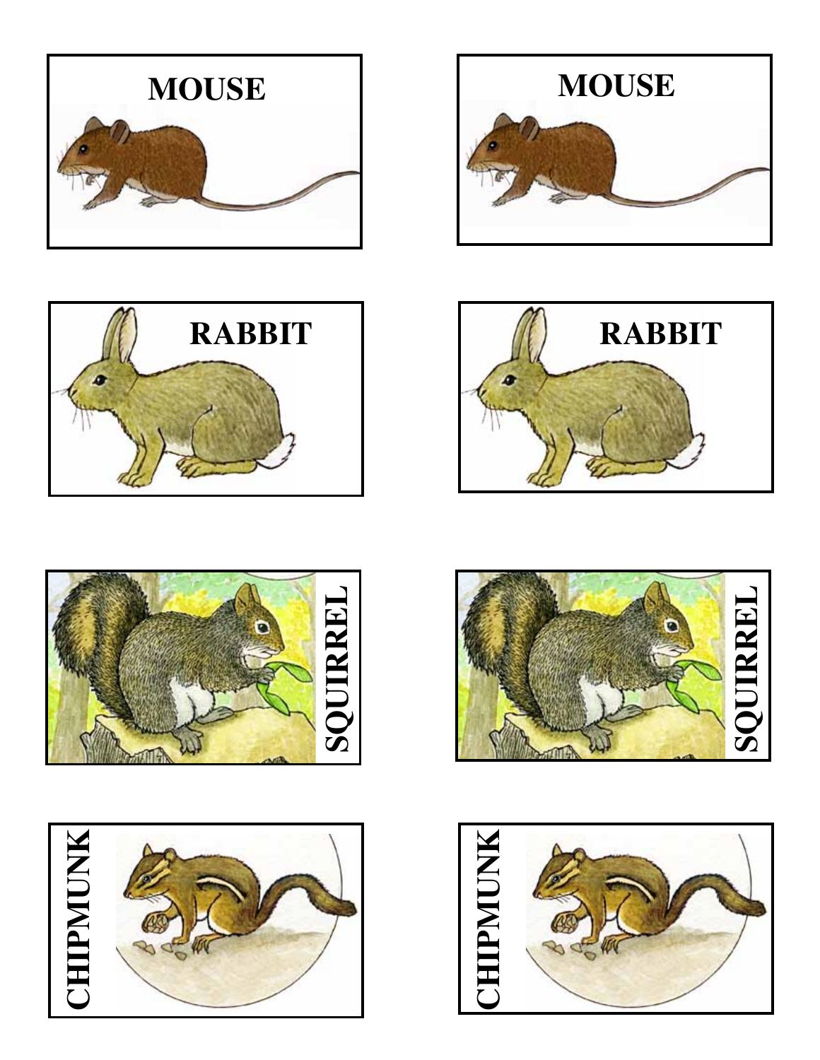MOUSE

MOUSE

RABBIT

RABBIT

SQUIRREL

SQUIRREL

CHIPMUNK

CHIPMUNK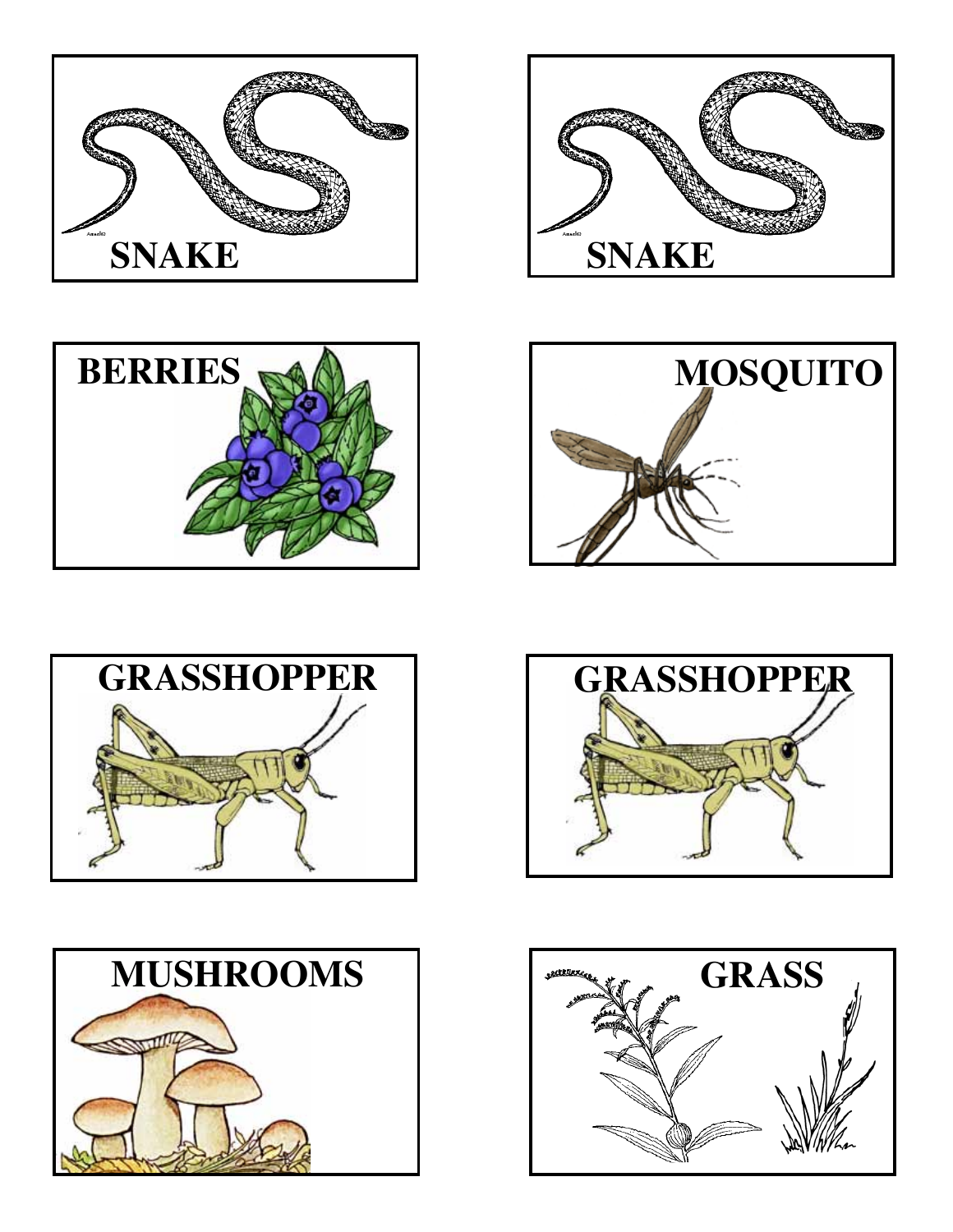SNAKE

SNAKE

BERRIES

MOSQUITO

GRASSHOPPER

GRASSHOPPER

MUSHROOMS

GRASS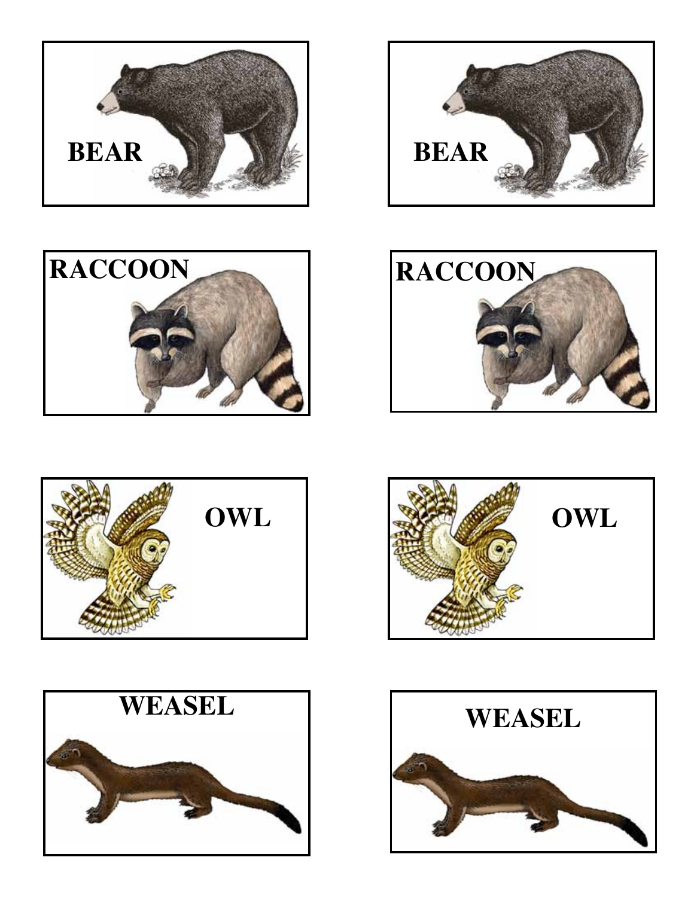BEAR

BEAR

RACCOON

RACCOON

OWL

OWL

WEASEL

WEASEL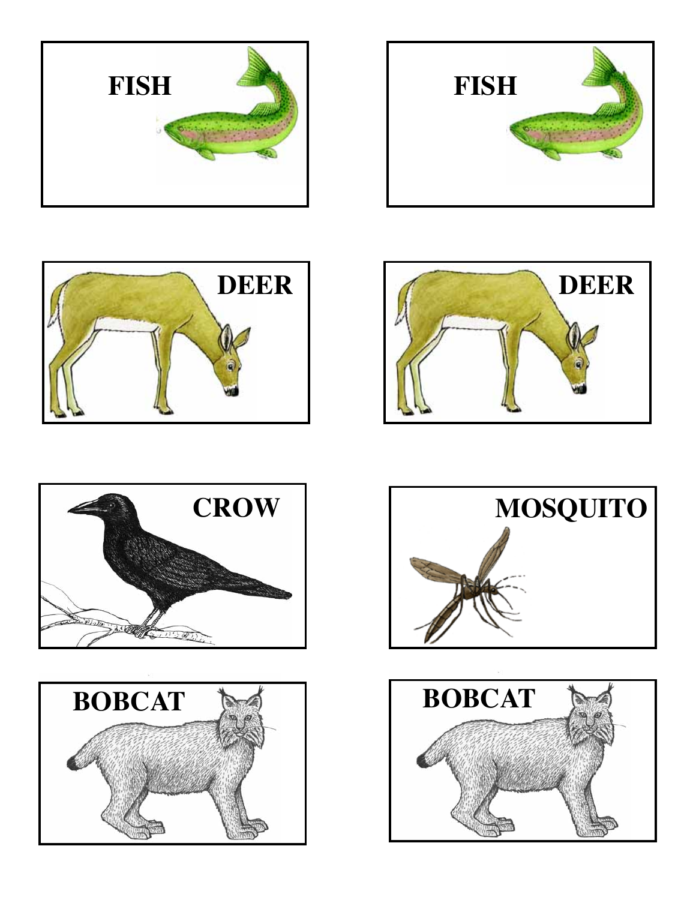FISH

FISH

DEER

DEER

CROW

MOSQUITO

BOBCAT

BOBCAT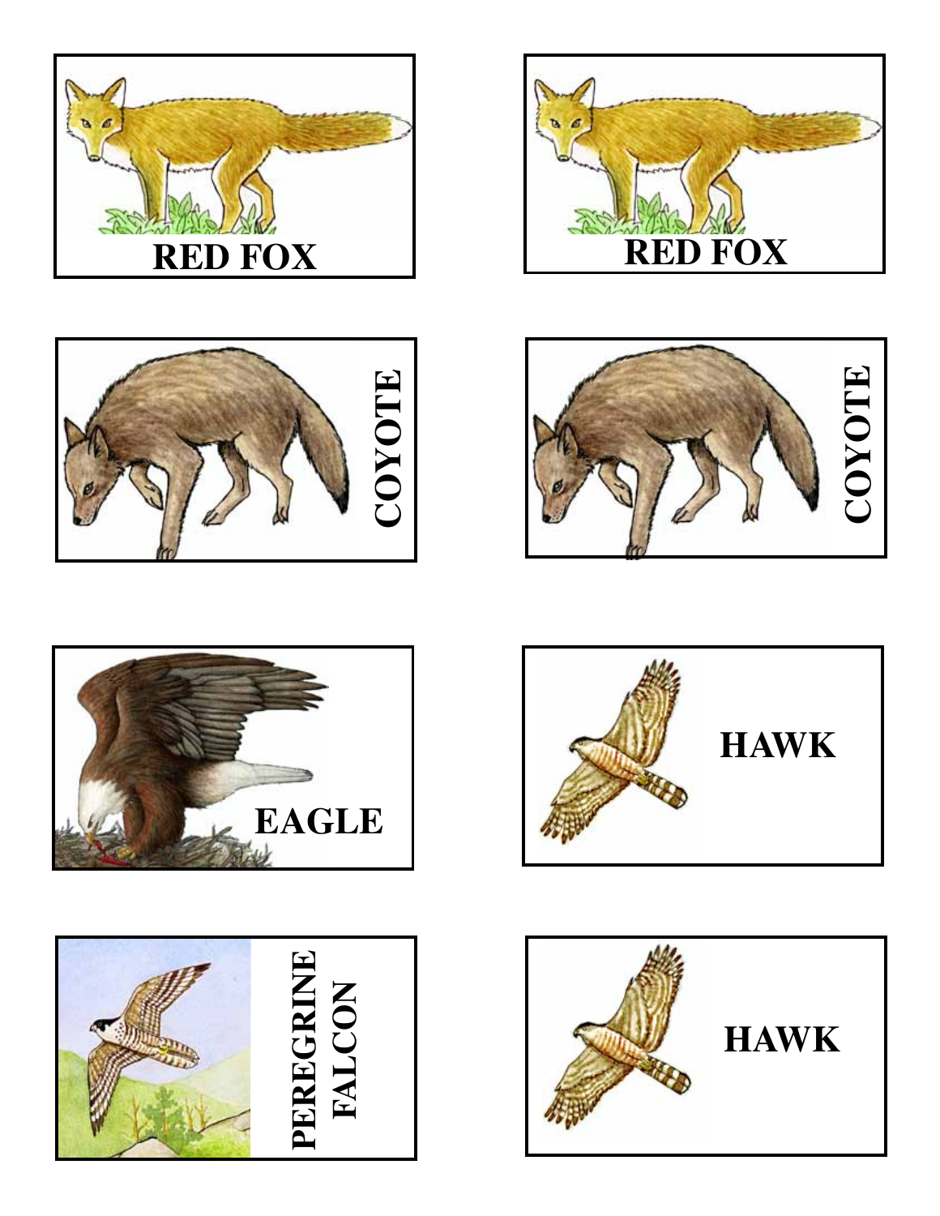RED FOX

RED FOX

COYOTE

COYOTE

EAGLE

HAWK

PEREGRINE FALCON

HAWK